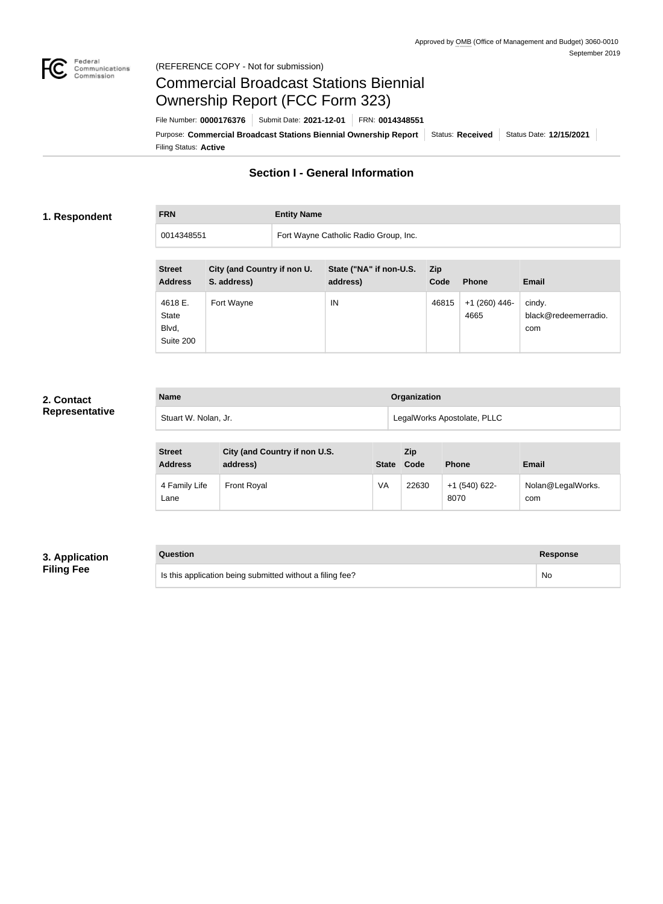Approved by OMB (Office of Management and Budget) 3060-0010
September 2019

(REFERENCE COPY - Not for submission)

# Commercial Broadcast Stations Biennial Ownership Report (FCC Form 323)

File Number: **0000176376** | Submit Date: **2021-12-01** | FRN: **0014348551**

Purpose: **Commercial Broadcast Stations Biennial Ownership Report** | Status: **Received** | Status Date: **12/15/2021**

Filing Status: **Active**

## Section I - General Information

### 1. Respondent

| FRN | Entity Name |
| --- | --- |
| 0014348551 | Fort Wayne Catholic Radio Group, Inc. |

| Street Address | City (and Country if non U. S. address) | State ("NA" if non-U.S. address) | Zip Code | Phone | Email |
| --- | --- | --- | --- | --- | --- |
| 4618 E. State Blvd, Suite 200 | Fort Wayne | IN | 46815 | +1 (260) 446-4665 | cindy.black@redeemerradio.com |

### 2. Contact Representative

| Name | Organization |
| --- | --- |
| Stuart W. Nolan, Jr. | LegalWorks Apostolate, PLLC |

| Street Address | City (and Country if non U.S. address) | State | Zip Code | Phone | Email |
| --- | --- | --- | --- | --- | --- |
| 4 Family Life Lane | Front Royal | VA | 22630 | +1 (540) 622-8070 | Nolan@LegalWorks.com |

### 3. Application Filing Fee

| Question | Response |
| --- | --- |
| Is this application being submitted without a filing fee? | No |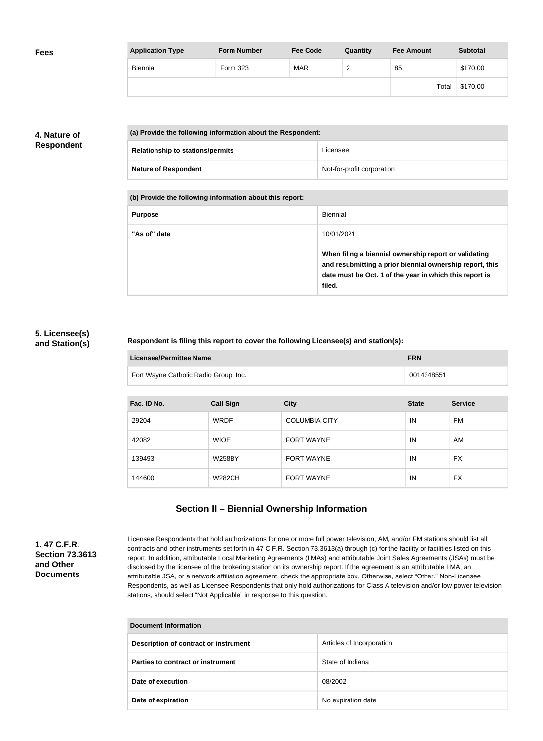**Fees**

| Application Type | Form Number | Fee Code | Quantity | Fee Amount | Subtotal |
|---|---|---|---|---|---|
| Biennial | Form 323 | MAR | 2 | 85 | $170.00 |
| | | | | Total | $170.00 |

**4. Nature of Respondent**

| (a) Provide the following information about the Respondent: | |
|---|---|
| Relationship to stations/permits | Licensee |
| Nature of Respondent | Not-for-profit corporation |

| (b) Provide the following information about this report: | |
|---|---|
| Purpose | Biennial |
| "As of" date | 10/01/2021<br><br>**When filing a biennial ownership report or validating and resubmitting a prior biennial ownership report, this date must be Oct. 1 of the year in which this report is filed.** |

**5. Licensee(s) and Station(s)**

**Respondent is filing this report to cover the following Licensee(s) and station(s):**

| Licensee/Permittee Name | FRN |
|---|---|
| Fort Wayne Catholic Radio Group, Inc. | 0014348551 |

| Fac. ID No. | Call Sign | City | State | Service |
|---|---|---|---|---|
| 29204 | WRDF | COLUMBIA CITY | IN | FM |
| 42082 | WIOE | FORT WAYNE | IN | AM |
| 139493 | W258BY | FORT WAYNE | IN | FX |
| 144600 | W282CH | FORT WAYNE | IN | FX |

## Section II – Biennial Ownership Information

**1. 47 C.F.R. Section 73.3613 and Other Documents**

Licensee Respondents that hold authorizations for one or more full power television, AM, and/or FM stations should list all contracts and other instruments set forth in 47 C.F.R. Section 73.3613(a) through (c) for the facility or facilities listed on this report. In addition, attributable Local Marketing Agreements (LMAs) and attributable Joint Sales Agreements (JSAs) must be disclosed by the licensee of the brokering station on its ownership report. If the agreement is an attributable LMA, an attributable JSA, or a network affiliation agreement, check the appropriate box. Otherwise, select "Other." Non-Licensee Respondents, as well as Licensee Respondents that only hold authorizations for Class A television and/or low power television stations, should select "Not Applicable" in response to this question.

| Document Information | |
|---|---|
| Description of contract or instrument | Articles of Incorporation |
| Parties to contract or instrument | State of Indiana |
| Date of execution | 08/2002 |
| Date of expiration | No expiration date |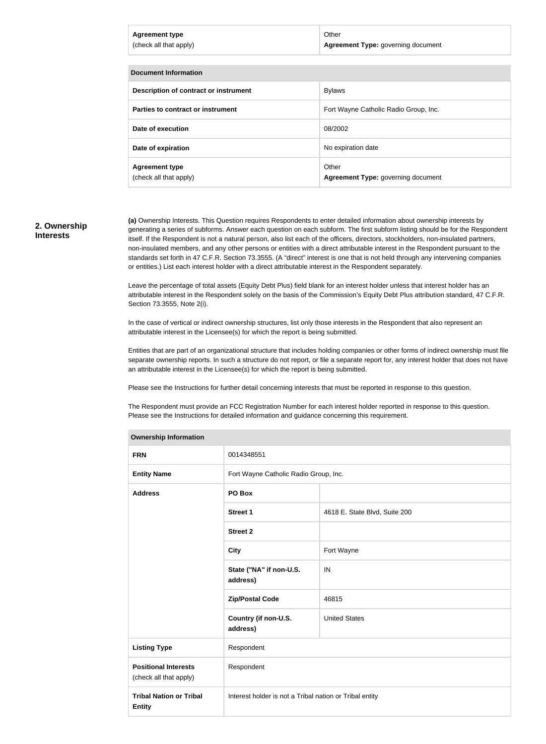| Agreement type (check all that apply) | Other **Agreement Type:** governing document |
| --- | --- |

| Document Information | |
| --- | --- |
| **Description of contract or instrument** | Bylaws |
| **Parties to contract or instrument** | Fort Wayne Catholic Radio Group, Inc. |
| **Date of execution** | 08/2002 |
| **Date of expiration** | No expiration date |
| **Agreement type** (check all that apply) | Other **Agreement Type:** governing document |

## 2. Ownership Interests

**(a)** Ownership Interests. This Question requires Respondents to enter detailed information about ownership interests by generating a series of subforms. Answer each question on each subform. The first subform listing should be for the Respondent itself. If the Respondent is not a natural person, also list each of the officers, directors, stockholders, non-insulated partners, non-insulated members, and any other persons or entities with a direct attributable interest in the Respondent pursuant to the standards set forth in 47 C.F.R. Section 73.3555. (A "direct" interest is one that is not held through any intervening companies or entities.) List each interest holder with a direct attributable interest in the Respondent separately.

Leave the percentage of total assets (Equity Debt Plus) field blank for an interest holder unless that interest holder has an attributable interest in the Respondent solely on the basis of the Commission's Equity Debt Plus attribution standard, 47 C.F.R. Section 73.3555, Note 2(i).

In the case of vertical or indirect ownership structures, list only those interests in the Respondent that also represent an attributable interest in the Licensee(s) for which the report is being submitted.

Entities that are part of an organizational structure that includes holding companies or other forms of indirect ownership must file separate ownership reports. In such a structure do not report, or file a separate report for, any interest holder that does not have an attributable interest in the Licensee(s) for which the report is being submitted.

Please see the Instructions for further detail concerning interests that must be reported in response to this question.

The Respondent must provide an FCC Registration Number for each interest holder reported in response to this question. Please see the Instructions for detailed information and guidance concerning this requirement.

| Ownership Information | | |
| --- | --- | --- |
| **FRN** | 0014348551 | |
| **Entity Name** | Fort Wayne Catholic Radio Group, Inc. | |
| **Address** | **PO Box** | |
| | **Street 1** | 4618 E. State Blvd, Suite 200 |
| | **Street 2** | |
| | **City** | Fort Wayne |
| | **State ("NA" if non-U.S. address)** | IN |
| | **Zip/Postal Code** | 46815 |
| | **Country (if non-U.S. address)** | United States |
| **Listing Type** | Respondent | |
| **Positional Interests** (check all that apply) | Respondent | |
| **Tribal Nation or Tribal Entity** | Interest holder is not a Tribal nation or Tribal entity | |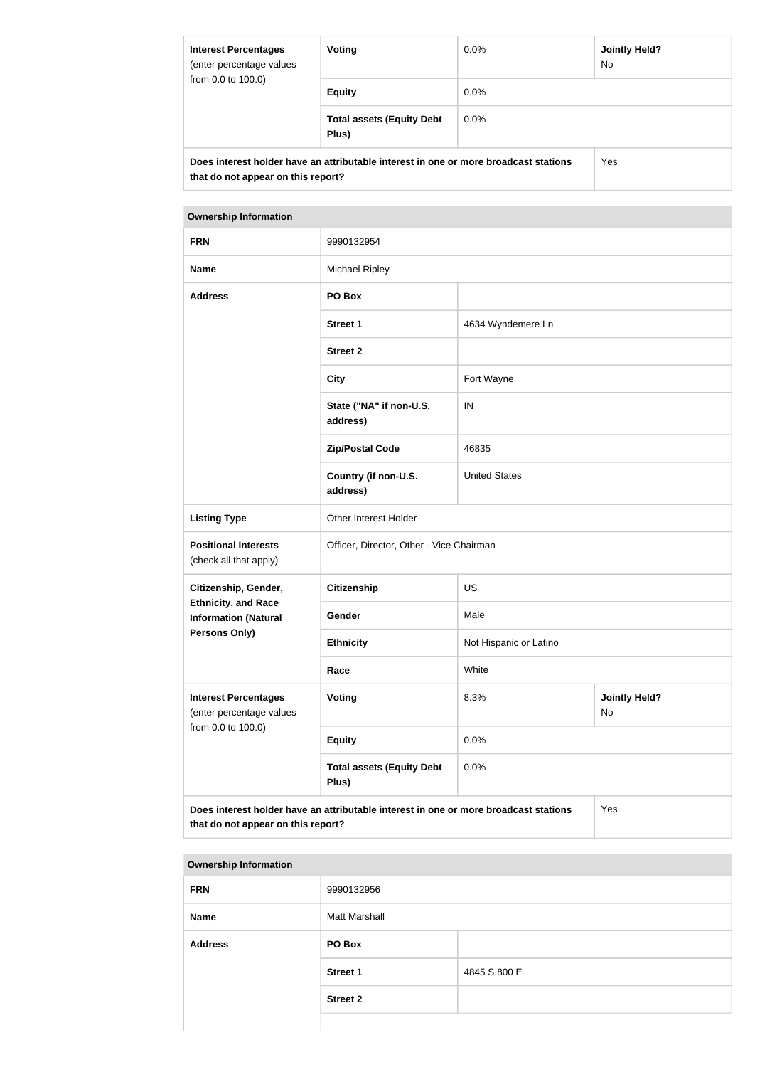| Interest Percentages (enter percentage values from 0.0 to 100.0) | Voting | 0.0% | Jointly Held? No |
|---|---|---|---|
| | Equity | 0.0% | |
| | Total assets (Equity Debt Plus) | 0.0% | |
| Does interest holder have an attributable interest in one or more broadcast stations that do not appear on this report? | | | Yes |

| Ownership Information | | | |
|---|---|---|---|
| FRN | 9990132954 | | |
| Name | Michael Ripley | | |
| Address | PO Box | | |
| | Street 1 | 4634 Wyndemere Ln | |
| | Street 2 | | |
| | City | Fort Wayne | |
| | State ("NA" if non-U.S. address) | IN | |
| | Zip/Postal Code | 46835 | |
| | Country (if non-U.S. address) | United States | |
| Listing Type | Other Interest Holder | | |
| Positional Interests (check all that apply) | Officer, Director, Other - Vice Chairman | | |
| Citizenship, Gender, Ethnicity, and Race Information (Natural Persons Only) | Citizenship | US | |
| | Gender | Male | |
| | Ethnicity | Not Hispanic or Latino | |
| | Race | White | |
| Interest Percentages (enter percentage values from 0.0 to 100.0) | Voting | 8.3% | Jointly Held? No |
| | Equity | 0.0% | |
| | Total assets (Equity Debt Plus) | 0.0% | |
| Does interest holder have an attributable interest in one or more broadcast stations that do not appear on this report? | | | Yes |

| Ownership Information | | |
|---|---|---|
| FRN | 9990132956 | |
| Name | Matt Marshall | |
| Address | PO Box | |
| | Street 1 | 4845 S 800 E |
| | Street 2 | |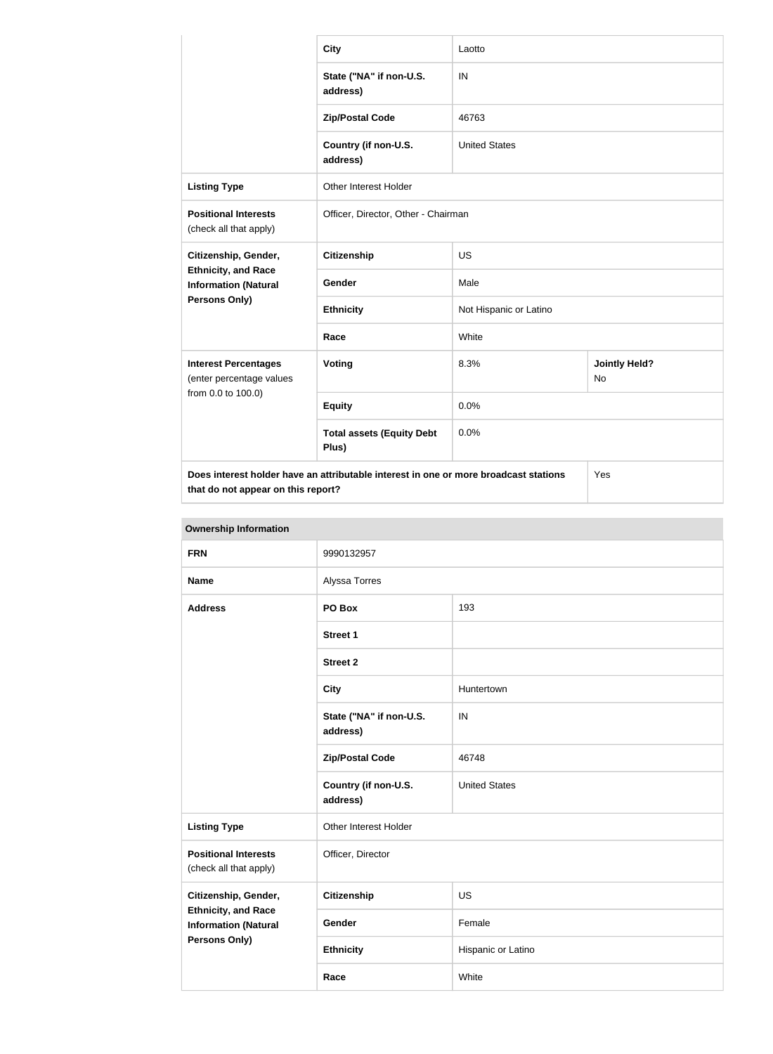| | | | |
|---|---|---|---|
| | **City** | Laotto | |
| | **State ("NA" if non-U.S. address)** | IN | |
| | **Zip/Postal Code** | 46763 | |
| | **Country (if non-U.S. address)** | United States | |
| **Listing Type** | Other Interest Holder | | |
| **Positional Interests** (check all that apply) | Officer, Director, Other - Chairman | | |
| **Citizenship, Gender, Ethnicity, and Race Information (Natural Persons Only)** | **Citizenship** | US | |
| | **Gender** | Male | |
| | **Ethnicity** | Not Hispanic or Latino | |
| | **Race** | White | |
| **Interest Percentages** (enter percentage values from 0.0 to 100.0) | **Voting** | 8.3% | **Jointly Held?** No |
| | **Equity** | 0.0% | |
| | **Total assets (Equity Debt Plus)** | 0.0% | |
| **Does interest holder have an attributable interest in one or more broadcast stations that do not appear on this report?** | | | Yes |

| **Ownership Information** | | |
|---|---|---|
| **FRN** | 9990132957 | |
| **Name** | Alyssa Torres | |
| **Address** | **PO Box** | 193 |
| | **Street 1** | |
| | **Street 2** | |
| | **City** | Huntertown |
| | **State ("NA" if non-U.S. address)** | IN |
| | **Zip/Postal Code** | 46748 |
| | **Country (if non-U.S. address)** | United States |
| **Listing Type** | Other Interest Holder | |
| **Positional Interests** (check all that apply) | Officer, Director | |
| **Citizenship, Gender, Ethnicity, and Race Information (Natural Persons Only)** | **Citizenship** | US |
| | **Gender** | Female |
| | **Ethnicity** | Hispanic or Latino |
| | **Race** | White |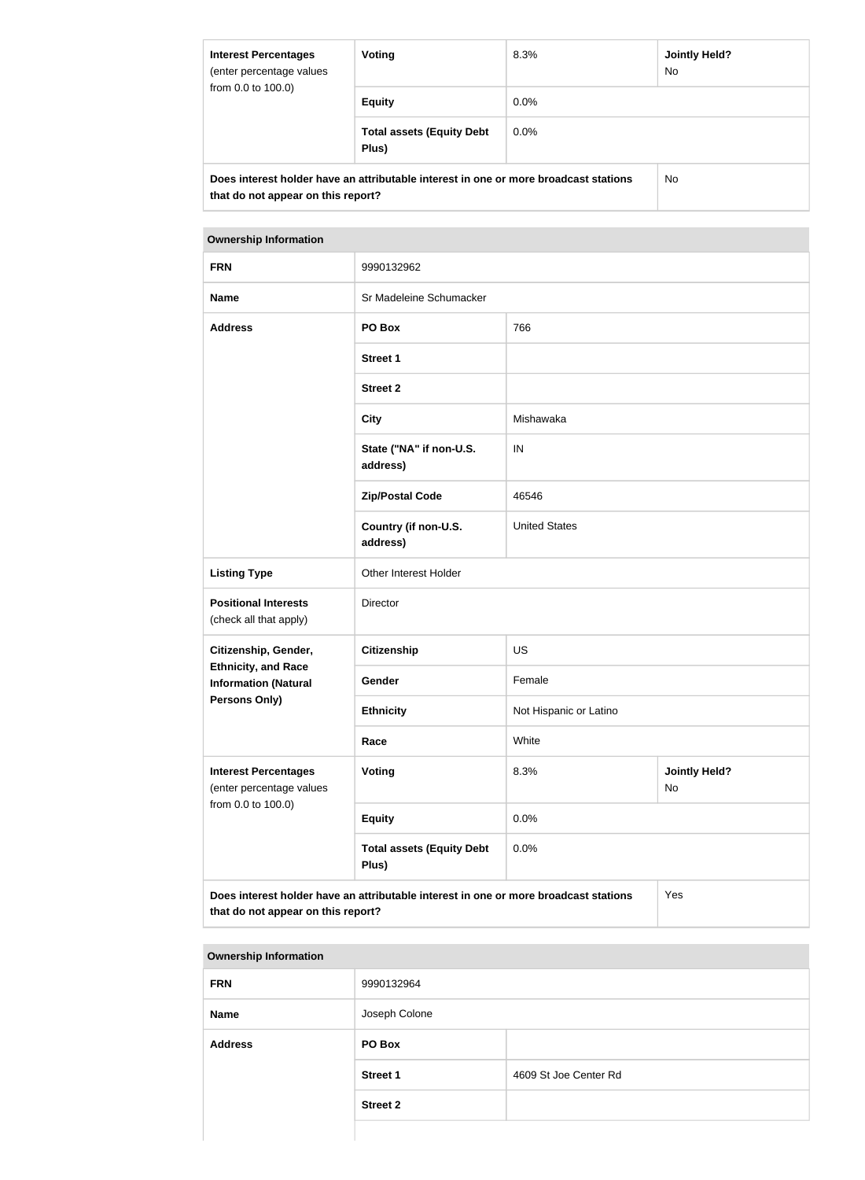| Interest Percentages (enter percentage values from 0.0 to 100.0) | Voting | 8.3% | Jointly Held? No |
|---|---|---|---|
| | Equity | 0.0% | |
| | Total assets (Equity Debt Plus) | 0.0% | |
| Does interest holder have an attributable interest in one or more broadcast stations that do not appear on this report? | | | No |

| Ownership Information | | | |
|---|---|---|---|
| FRN | 9990132962 | | |
| Name | Sr Madeleine Schumacker | | |
| Address | PO Box | 766 | |
| | Street 1 | | |
| | Street 2 | | |
| | City | Mishawaka | |
| | State ("NA" if non-U.S. address) | IN | |
| | Zip/Postal Code | 46546 | |
| | Country (if non-U.S. address) | United States | |
| Listing Type | Other Interest Holder | | |
| Positional Interests (check all that apply) | Director | | |
| Citizenship, Gender, Ethnicity, and Race Information (Natural Persons Only) | Citizenship | US | |
| | Gender | Female | |
| | Ethnicity | Not Hispanic or Latino | |
| | Race | White | |
| Interest Percentages (enter percentage values from 0.0 to 100.0) | Voting | 8.3% | Jointly Held? No |
| | Equity | 0.0% | |
| | Total assets (Equity Debt Plus) | 0.0% | |
| Does interest holder have an attributable interest in one or more broadcast stations that do not appear on this report? | | | Yes |

| Ownership Information | | |
|---|---|---|
| FRN | 9990132964 | |
| Name | Joseph Colone | |
| Address | PO Box | |
| | Street 1 | 4609 St Joe Center Rd |
| | Street 2 | |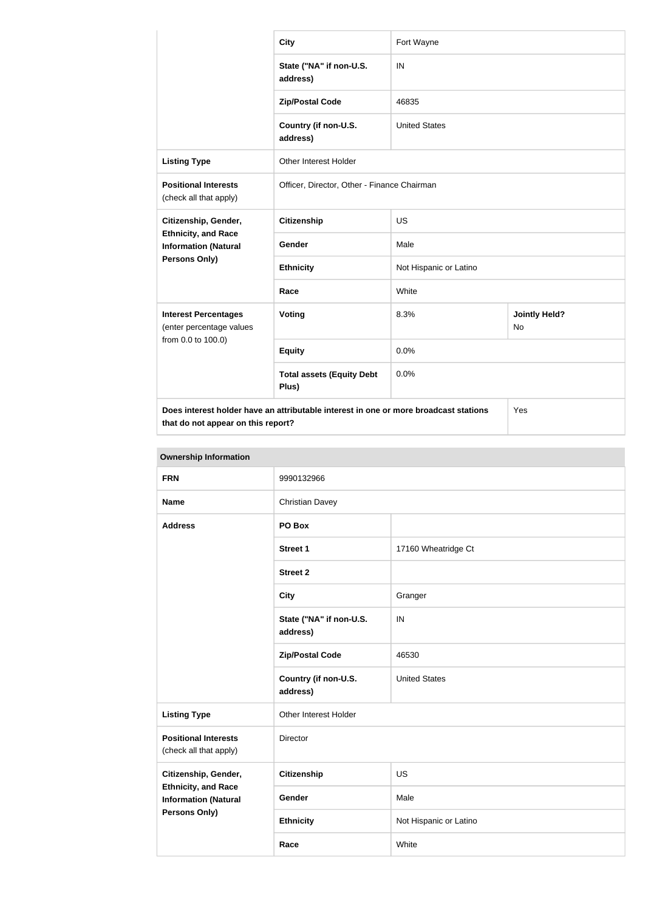| | | | |
|---|---|---|---|
| | **City** | Fort Wayne | |
| | **State ("NA" if non-U.S. address)** | IN | |
| | **Zip/Postal Code** | 46835 | |
| | **Country (if non-U.S. address)** | United States | |
| **Listing Type** | Other Interest Holder | | |
| **Positional Interests** (check all that apply) | Officer, Director, Other - Finance Chairman | | |
| **Citizenship, Gender, Ethnicity, and Race Information (Natural Persons Only)** | **Citizenship** | US | |
| | **Gender** | Male | |
| | **Ethnicity** | Not Hispanic or Latino | |
| | **Race** | White | |
| **Interest Percentages** (enter percentage values from 0.0 to 100.0) | **Voting** | 8.3% | **Jointly Held?** No |
| | **Equity** | 0.0% | |
| | **Total assets (Equity Debt Plus)** | 0.0% | |
| **Does interest holder have an attributable interest in one or more broadcast stations that do not appear on this report?** | | | Yes |

**Ownership Information**

| | | |
|---|---|---|
| **FRN** | 9990132966 | |
| **Name** | Christian Davey | |
| **Address** | **PO Box** | |
| | **Street 1** | 17160 Wheatridge Ct |
| | **Street 2** | |
| | **City** | Granger |
| | **State ("NA" if non-U.S. address)** | IN |
| | **Zip/Postal Code** | 46530 |
| | **Country (if non-U.S. address)** | United States |
| **Listing Type** | Other Interest Holder | |
| **Positional Interests** (check all that apply) | Director | |
| **Citizenship, Gender, Ethnicity, and Race Information (Natural Persons Only)** | **Citizenship** | US |
| | **Gender** | Male |
| | **Ethnicity** | Not Hispanic or Latino |
| | **Race** | White |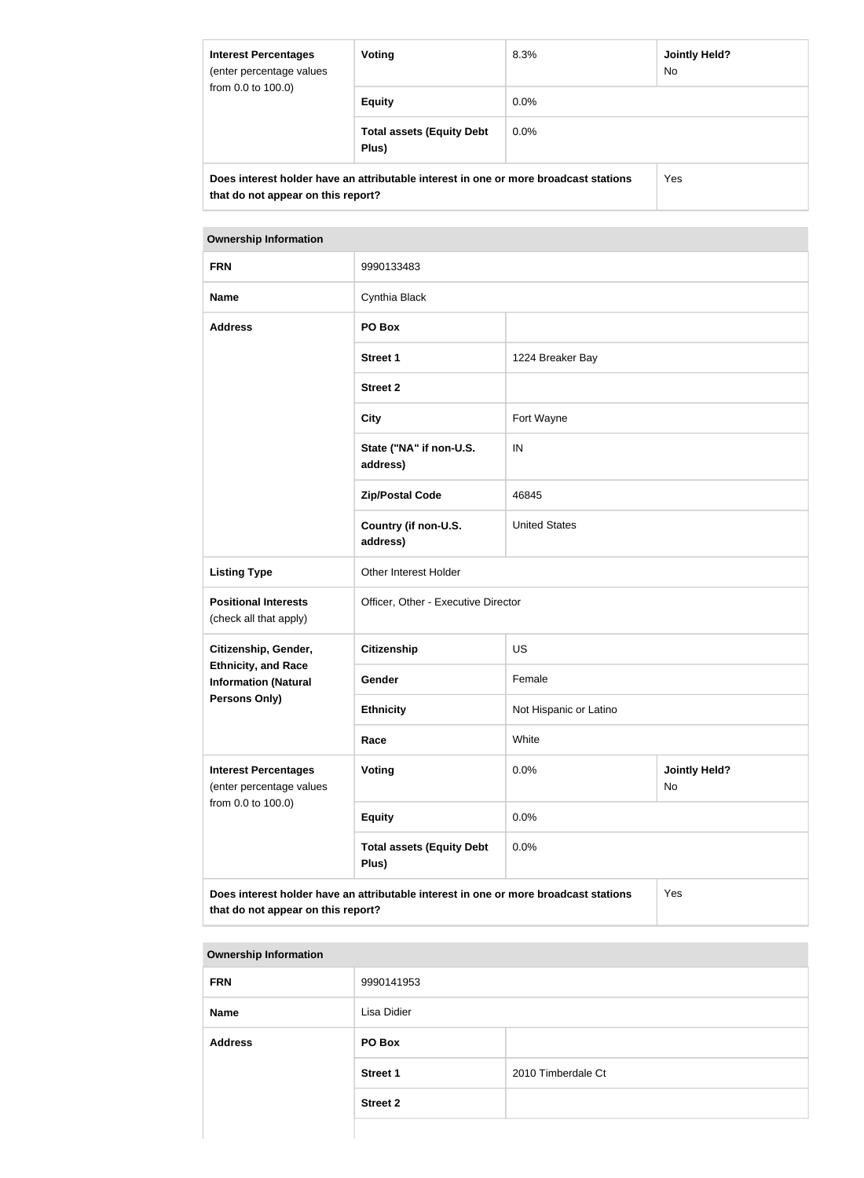| Interest Percentages (enter percentage values from 0.0 to 100.0) | Voting | 8.3% | Jointly Held? No |
|---|---|---|---|
| | Equity | 0.0% | |
| | Total assets (Equity Debt Plus) | 0.0% | |
| Does interest holder have an attributable interest in one or more broadcast stations that do not appear on this report? | | | Yes |

| Ownership Information | | | |
|---|---|---|---|
| FRN | 9990133483 | | |
| Name | Cynthia Black | | |
| Address | PO Box | | |
| | Street 1 | 1224 Breaker Bay | |
| | Street 2 | | |
| | City | Fort Wayne | |
| | State ("NA" if non-U.S. address) | IN | |
| | Zip/Postal Code | 46845 | |
| | Country (if non-U.S. address) | United States | |
| Listing Type | Other Interest Holder | | |
| Positional Interests (check all that apply) | Officer, Other - Executive Director | | |
| Citizenship, Gender, Ethnicity, and Race Information (Natural Persons Only) | Citizenship | US | |
| | Gender | Female | |
| | Ethnicity | Not Hispanic or Latino | |
| | Race | White | |
| Interest Percentages (enter percentage values from 0.0 to 100.0) | Voting | 0.0% | Jointly Held? No |
| | Equity | 0.0% | |
| | Total assets (Equity Debt Plus) | 0.0% | |
| Does interest holder have an attributable interest in one or more broadcast stations that do not appear on this report? | | | Yes |

| Ownership Information | | |
|---|---|---|
| FRN | 9990141953 | |
| Name | Lisa Didier | |
| Address | PO Box | |
| | Street 1 | 2010 Timberdale Ct |
| | Street 2 | |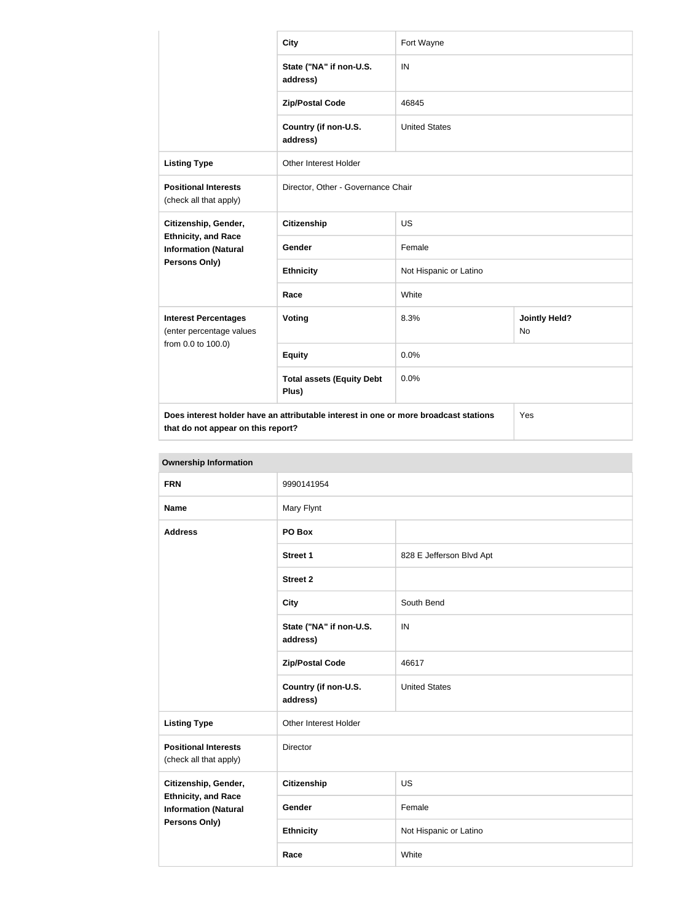| | | | |
|---|---|---|---|
| | **City** | Fort Wayne | |
| | **State ("NA" if non-U.S. address)** | IN | |
| | **Zip/Postal Code** | 46845 | |
| | **Country (if non-U.S. address)** | United States | |
| **Listing Type** | Other Interest Holder | | |
| **Positional Interests** (check all that apply) | Director, Other - Governance Chair | | |
| **Citizenship, Gender, Ethnicity, and Race Information (Natural Persons Only)** | **Citizenship** | US | |
| | **Gender** | Female | |
| | **Ethnicity** | Not Hispanic or Latino | |
| | **Race** | White | |
| **Interest Percentages** (enter percentage values from 0.0 to 100.0) | **Voting** | 8.3% | **Jointly Held?** No |
| | **Equity** | 0.0% | |
| | **Total assets (Equity Debt Plus)** | 0.0% | |
| **Does interest holder have an attributable interest in one or more broadcast stations that do not appear on this report?** | | | Yes |

| **Ownership Information** | | |
|---|---|---|
| **FRN** | 9990141954 | |
| **Name** | Mary Flynt | |
| **Address** | **PO Box** | |
| | **Street 1** | 828 E Jefferson Blvd Apt |
| | **Street 2** | |
| | **City** | South Bend |
| | **State ("NA" if non-U.S. address)** | IN |
| | **Zip/Postal Code** | 46617 |
| | **Country (if non-U.S. address)** | United States |
| **Listing Type** | Other Interest Holder | |
| **Positional Interests** (check all that apply) | Director | |
| **Citizenship, Gender, Ethnicity, and Race Information (Natural Persons Only)** | **Citizenship** | US |
| | **Gender** | Female |
| | **Ethnicity** | Not Hispanic or Latino |
| | **Race** | White |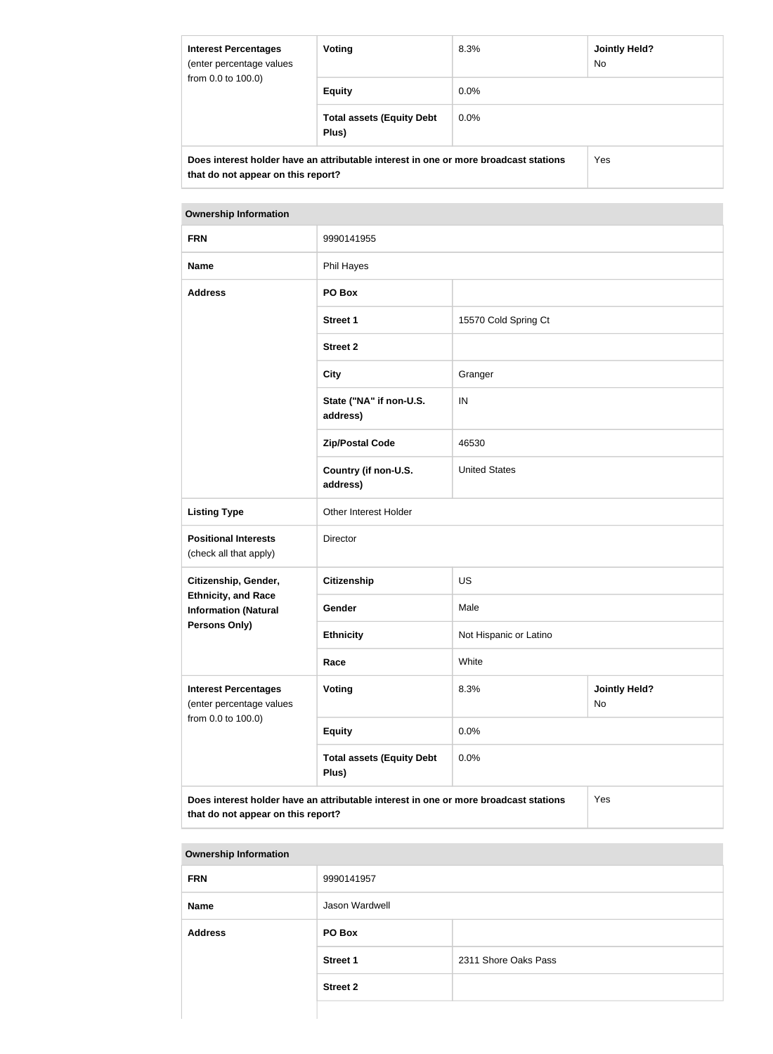| Interest Percentages (enter percentage values from 0.0 to 100.0) | Voting | 8.3% | Jointly Held? No |
|---|---|---|---|
| | Equity | 0.0% | |
| | Total assets (Equity Debt Plus) | 0.0% | |
| Does interest holder have an attributable interest in one or more broadcast stations that do not appear on this report? | | | Yes |

| Ownership Information | | | |
|---|---|---|---|
| FRN | 9990141955 | | |
| Name | Phil Hayes | | |
| Address | PO Box | | |
| | Street 1 | 15570 Cold Spring Ct | |
| | Street 2 | | |
| | City | Granger | |
| | State ("NA" if non-U.S. address) | IN | |
| | Zip/Postal Code | 46530 | |
| | Country (if non-U.S. address) | United States | |
| Listing Type | Other Interest Holder | | |
| Positional Interests (check all that apply) | Director | | |
| Citizenship, Gender, Ethnicity, and Race Information (Natural Persons Only) | Citizenship | US | |
| | Gender | Male | |
| | Ethnicity | Not Hispanic or Latino | |
| | Race | White | |
| Interest Percentages (enter percentage values from 0.0 to 100.0) | Voting | 8.3% | Jointly Held? No |
| | Equity | 0.0% | |
| | Total assets (Equity Debt Plus) | 0.0% | |
| Does interest holder have an attributable interest in one or more broadcast stations that do not appear on this report? | | | Yes |

| Ownership Information | | |
|---|---|---|
| FRN | 9990141957 | |
| Name | Jason Wardwell | |
| Address | PO Box | |
| | Street 1 | 2311 Shore Oaks Pass |
| | Street 2 | |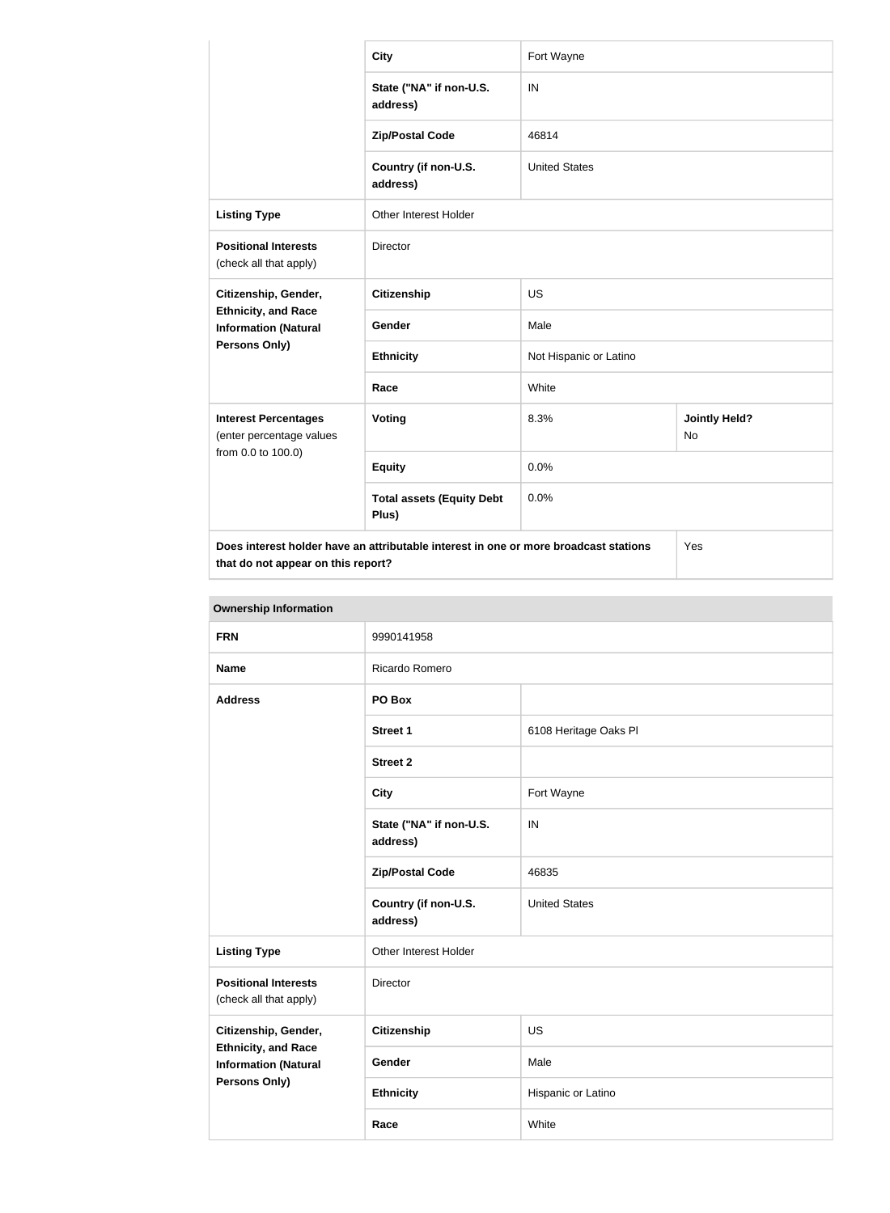| | | | |
|---|---|---|---|
| | **City** | Fort Wayne | |
| | **State ("NA" if non-U.S. address)** | IN | |
| | **Zip/Postal Code** | 46814 | |
| | **Country (if non-U.S. address)** | United States | |
| **Listing Type** | Other Interest Holder | | |
| **Positional Interests** (check all that apply) | Director | | |
| **Citizenship, Gender, Ethnicity, and Race Information (Natural Persons Only)** | **Citizenship** | US | |
| | **Gender** | Male | |
| | **Ethnicity** | Not Hispanic or Latino | |
| | **Race** | White | |
| **Interest Percentages** (enter percentage values from 0.0 to 100.0) | **Voting** | 8.3% | **Jointly Held?** No |
| | **Equity** | 0.0% | |
| | **Total assets (Equity Debt Plus)** | 0.0% | |
| **Does interest holder have an attributable interest in one or more broadcast stations that do not appear on this report?** | | | Yes |

| **Ownership Information** | | |
|---|---|---|
| **FRN** | 9990141958 | |
| **Name** | Ricardo Romero | |
| **Address** | **PO Box** | |
| | **Street 1** | 6108 Heritage Oaks Pl |
| | **Street 2** | |
| | **City** | Fort Wayne |
| | **State ("NA" if non-U.S. address)** | IN |
| | **Zip/Postal Code** | 46835 |
| | **Country (if non-U.S. address)** | United States |
| **Listing Type** | Other Interest Holder | |
| **Positional Interests** (check all that apply) | Director | |
| **Citizenship, Gender, Ethnicity, and Race Information (Natural Persons Only)** | **Citizenship** | US |
| | **Gender** | Male |
| | **Ethnicity** | Hispanic or Latino |
| | **Race** | White |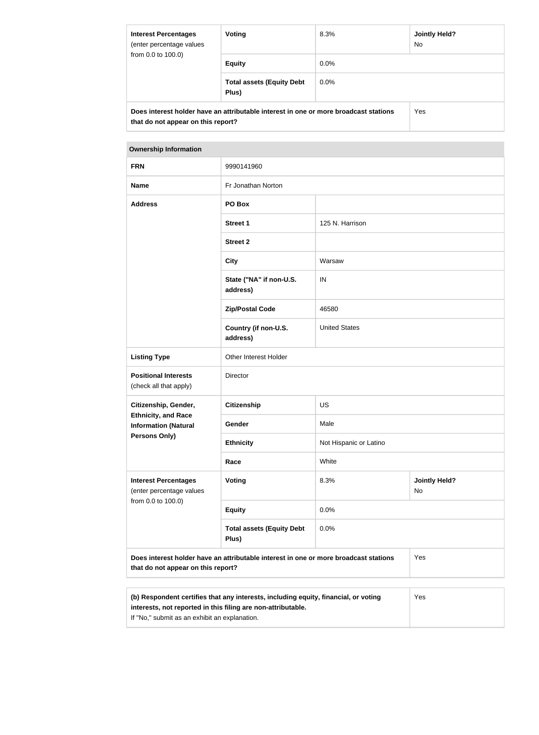| Interest Percentages (enter percentage values from 0.0 to 100.0) | Voting | 8.3% | Jointly Held? No |
|---|---|---|---|
| | Equity | 0.0% | |
| | Total assets (Equity Debt Plus) | 0.0% | |
| Does interest holder have an attributable interest in one or more broadcast stations that do not appear on this report? | | | Yes |

| Ownership Information | | | |
|---|---|---|---|
| FRN | 9990141960 | | |
| Name | Fr Jonathan Norton | | |
| Address | PO Box | | |
| | Street 1 | 125 N. Harrison | |
| | Street 2 | | |
| | City | Warsaw | |
| | State ("NA" if non-U.S. address) | IN | |
| | Zip/Postal Code | 46580 | |
| | Country (if non-U.S. address) | United States | |
| Listing Type | Other Interest Holder | | |
| Positional Interests (check all that apply) | Director | | |
| Citizenship, Gender, Ethnicity, and Race Information (Natural Persons Only) | Citizenship | US | |
| | Gender | Male | |
| | Ethnicity | Not Hispanic or Latino | |
| | Race | White | |
| Interest Percentages (enter percentage values from 0.0 to 100.0) | Voting | 8.3% | Jointly Held? No |
| | Equity | 0.0% | |
| | Total assets (Equity Debt Plus) | 0.0% | |
| Does interest holder have an attributable interest in one or more broadcast stations that do not appear on this report? | | | Yes |

| (b) Respondent certifies that any interests, including equity, financial, or voting interests, not reported in this filing are non-attributable. If "No," submit as an exhibit an explanation. | Yes |
|---|---|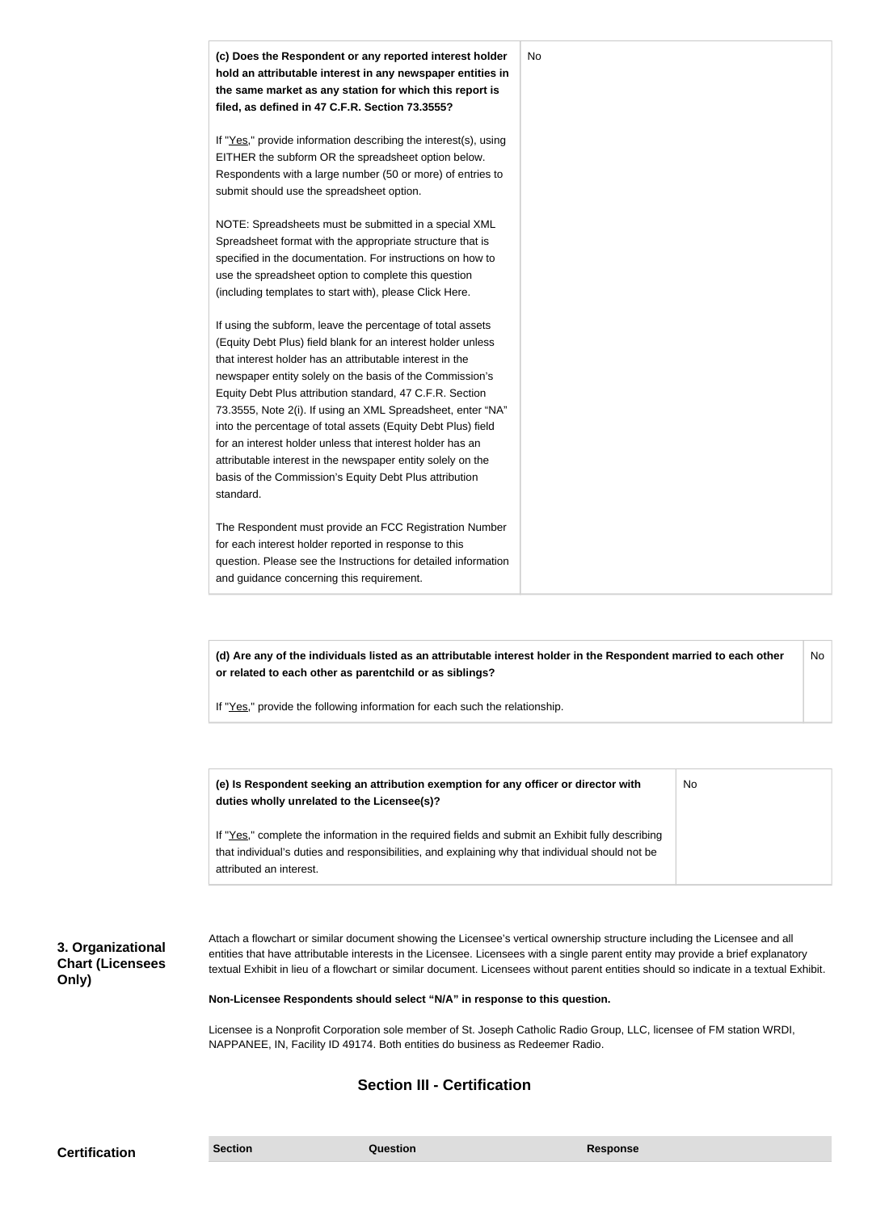| | |
|---|---|
| **(c) Does the Respondent or any reported interest holder hold an attributable interest in any newspaper entities in the same market as any station for which this report is filed, as defined in 47 C.F.R. Section 73.3555?**<br><br>If "Yes," provide information describing the interest(s), using EITHER the subform OR the spreadsheet option below. Respondents with a large number (50 or more) of entries to submit should use the spreadsheet option.<br><br>NOTE: Spreadsheets must be submitted in a special XML Spreadsheet format with the appropriate structure that is specified in the documentation. For instructions on how to use the spreadsheet option to complete this question (including templates to start with), please Click Here.<br><br>If using the subform, leave the percentage of total assets (Equity Debt Plus) field blank for an interest holder unless that interest holder has an attributable interest in the newspaper entity solely on the basis of the Commission's Equity Debt Plus attribution standard, 47 C.F.R. Section 73.3555, Note 2(i). If using an XML Spreadsheet, enter "NA" into the percentage of total assets (Equity Debt Plus) field for an interest holder unless that interest holder has an attributable interest in the newspaper entity solely on the basis of the Commission's Equity Debt Plus attribution standard.<br><br>The Respondent must provide an FCC Registration Number for each interest holder reported in response to this question. Please see the Instructions for detailed information and guidance concerning this requirement. | No |

| | |
|---|---|
| **(d) Are any of the individuals listed as an attributable interest holder in the Respondent married to each other or related to each other as parentchild or as siblings?**<br><br>If "Yes," provide the following information for each such the relationship. | No |

| | |
|---|---|
| **(e) Is Respondent seeking an attribution exemption for any officer or director with duties wholly unrelated to the Licensee(s)?**<br><br>If "Yes," complete the information in the required fields and submit an Exhibit fully describing that individual's duties and responsibilities, and explaining why that individual should not be attributed an interest. | No |

**3. Organizational Chart (Licensees Only)**

Attach a flowchart or similar document showing the Licensee's vertical ownership structure including the Licensee and all entities that have attributable interests in the Licensee. Licensees with a single parent entity may provide a brief explanatory textual Exhibit in lieu of a flowchart or similar document. Licensees without parent entities should so indicate in a textual Exhibit.

**Non-Licensee Respondents should select "N/A" in response to this question.**

Licensee is a Nonprofit Corporation sole member of St. Joseph Catholic Radio Group, LLC, licensee of FM station WRDI, NAPPANEE, IN, Facility ID 49174. Both entities do business as Redeemer Radio.

## Section III - Certification

**Certification**

| Section | Question | Response |
|---|---|---|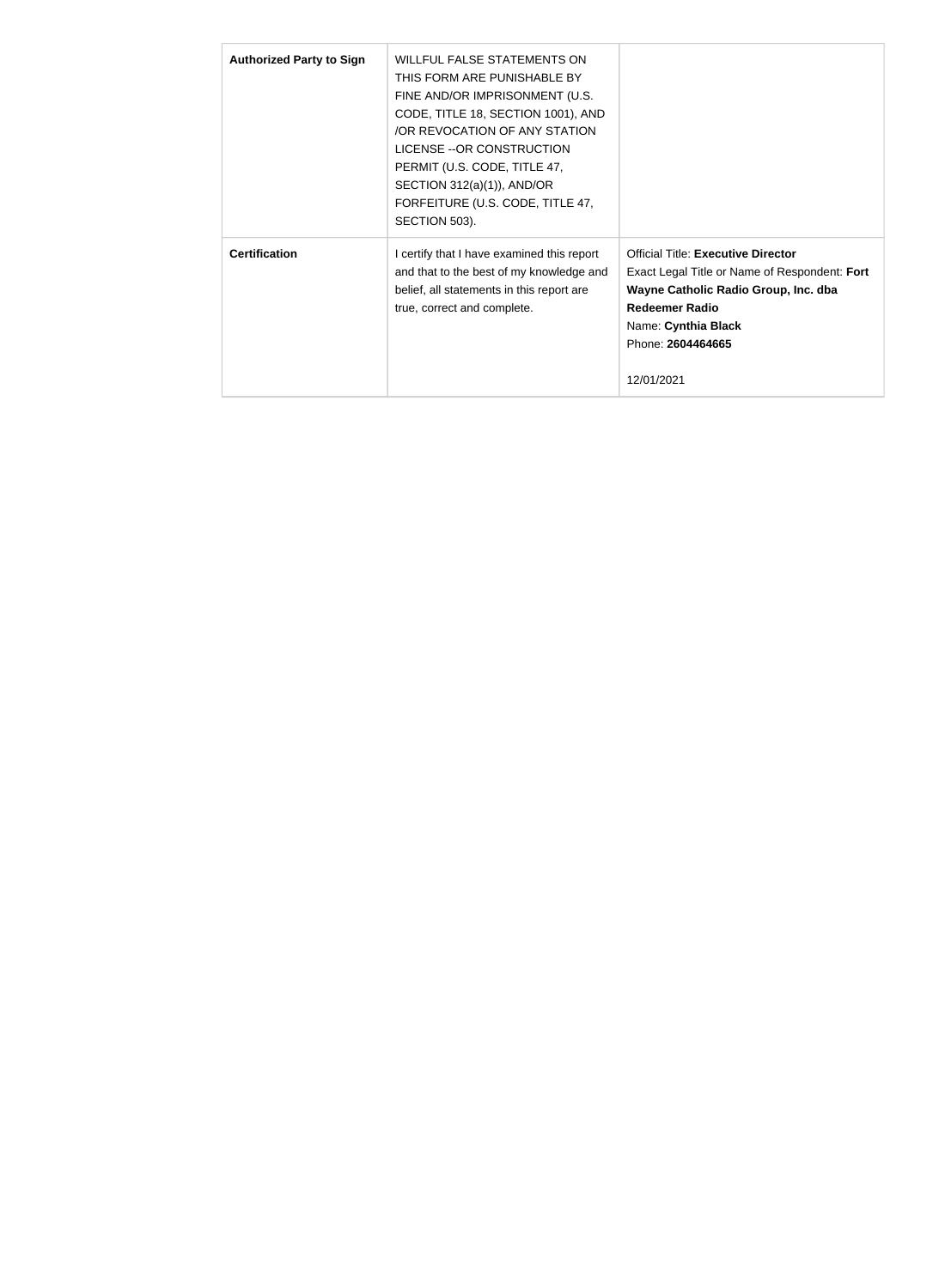| | | |
|---|---|---|
| **Authorized Party to Sign** | WILLFUL FALSE STATEMENTS ON THIS FORM ARE PUNISHABLE BY FINE AND/OR IMPRISONMENT (U.S. CODE, TITLE 18, SECTION 1001), AND /OR REVOCATION OF ANY STATION LICENSE --OR CONSTRUCTION PERMIT (U.S. CODE, TITLE 47, SECTION 312(a)(1)), AND/OR FORFEITURE (U.S. CODE, TITLE 47, SECTION 503). | |
| **Certification** | I certify that I have examined this report and that to the best of my knowledge and belief, all statements in this report are true, correct and complete. | Official Title: **Executive Director**<br>Exact Legal Title or Name of Respondent: **Fort Wayne Catholic Radio Group, Inc. dba Redeemer Radio**<br>Name: **Cynthia Black**<br>Phone: **2604464665**<br><br>12/01/2021 |